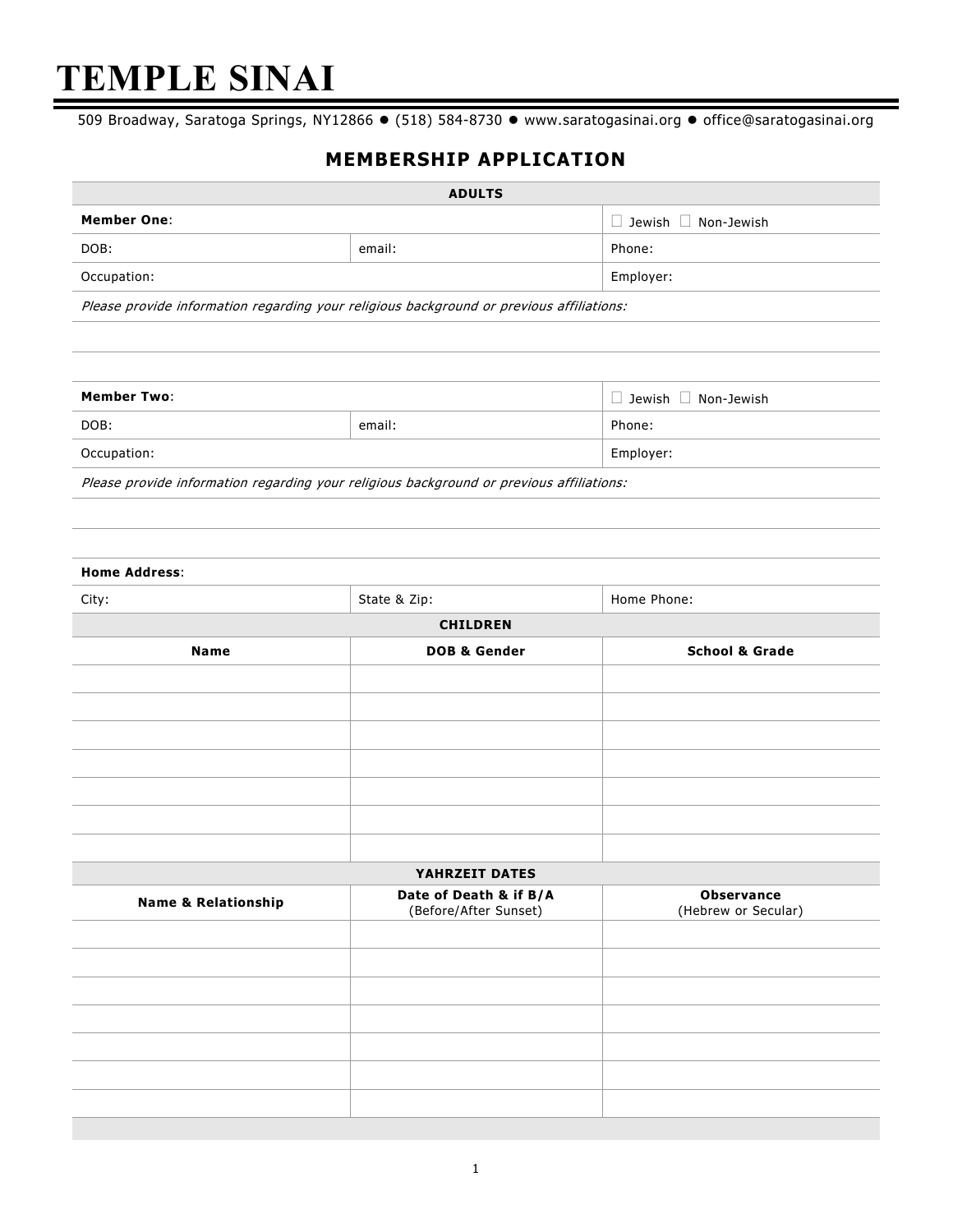# TEMPLE SINAI

509 Broadway, Saratoga Springs, NY12866 ● (518) 584-8730 ● www.saratogasinai.org ● office@saratogasinai.org

## MEMBERSHIP APPLICATION

| ADULTS | | |
|---|---|---|
| **Member One**: | | ☐ Jewish ☐ Non-Jewish |
| DOB: | email: | Phone: |
| Occupation: | | Employer: |
| *Please provide information regarding your religious background or previous affiliations:* | | |
| | | |
| | | |
| **Member Two**: | | ☐ Jewish ☐ Non-Jewish |
| DOB: | email: | Phone: |
| Occupation: | | Employer: |
| *Please provide information regarding your religious background or previous affiliations:* | | |
| | | |
| | | |
| **Home Address**: | | |
| City: | State & Zip: | Home Phone: |

| CHILDREN | | |
|---|---|---|
| **Name** | **DOB & Gender** | **School & Grade** |
| | | |
| | | |
| | | |
| | | |
| | | |
| | | |
| | | |

| YAHRZEIT DATES | | |
|---|---|---|
| **Name & Relationship** | **Date of Death & if B/A** (Before/After Sunset) | **Observance** (Hebrew or Secular) |
| | | |
| | | |
| | | |
| | | |
| | | |
| | | |
| | | |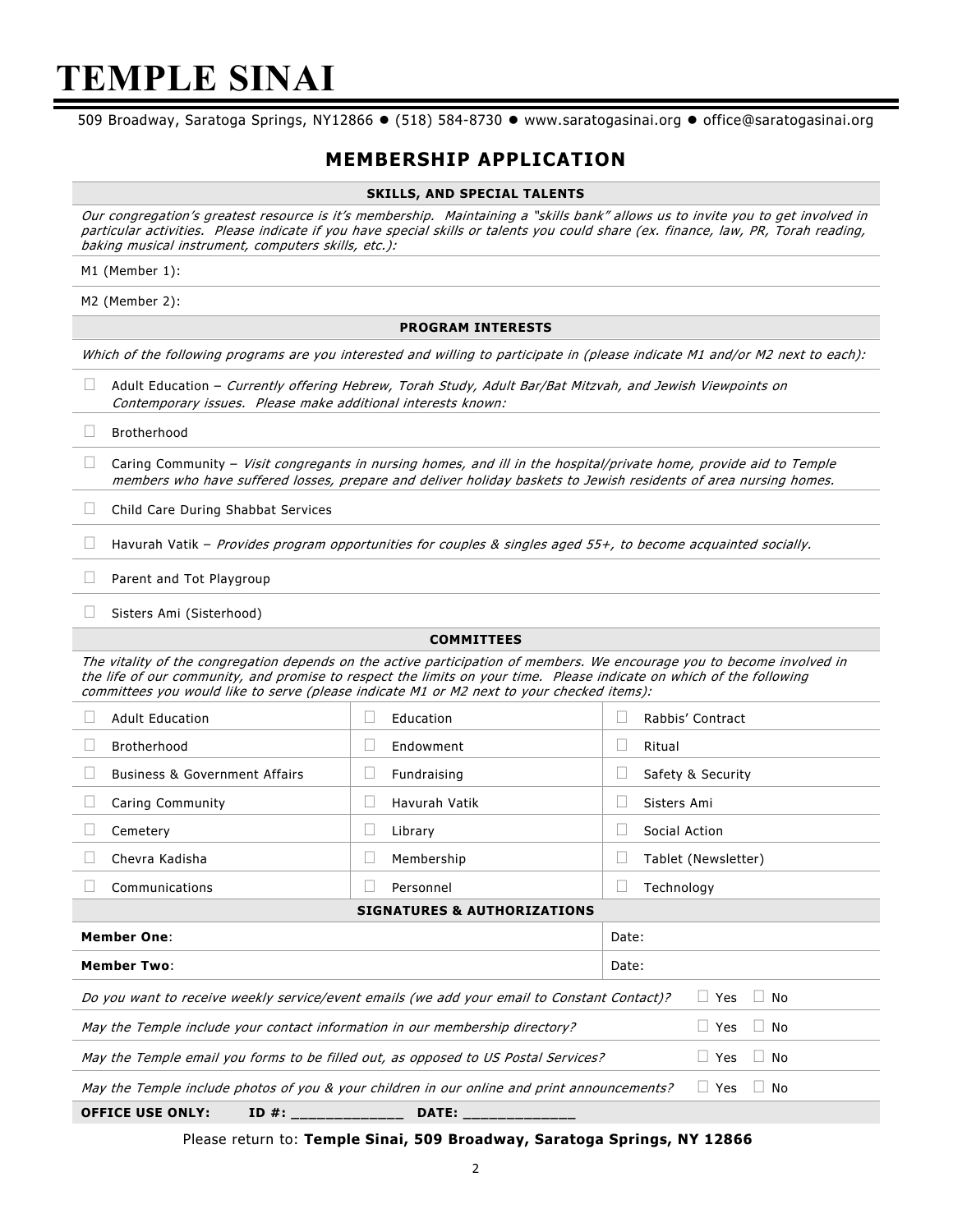# TEMPLE SINAI

509 Broadway, Saratoga Springs, NY12866 ● (518) 584-8730 ● www.saratogasinai.org ● office@saratogasinai.org

## MEMBERSHIP APPLICATION

### SKILLS, AND SPECIAL TALENTS

*Our congregation's greatest resource is it's membership. Maintaining a "skills bank" allows us to invite you to get involved in particular activities. Please indicate if you have special skills or talents you could share (ex. finance, law, PR, Torah reading, baking musical instrument, computers skills, etc.):*

M1 (Member 1):

M2 (Member 2):

### PROGRAM INTERESTS

*Which of the following programs are you interested and willing to participate in (please indicate M1 and/or M2 next to each):*

- ☐ Adult Education – *Currently offering Hebrew, Torah Study, Adult Bar/Bat Mitzvah, and Jewish Viewpoints on Contemporary issues. Please make additional interests known:*
- ☐ Brotherhood
- ☐ Caring Community – *Visit congregants in nursing homes, and ill in the hospital/private home, provide aid to Temple members who have suffered losses, prepare and deliver holiday baskets to Jewish residents of area nursing homes.*
- ☐ Child Care During Shabbat Services
- ☐ Havurah Vatik – *Provides program opportunities for couples & singles aged 55+, to become acquainted socially.*
- ☐ Parent and Tot Playgroup
- ☐ Sisters Ami (Sisterhood)

### COMMITTEES

*The vitality of the congregation depends on the active participation of members. We encourage you to become involved in the life of our community, and promise to respect the limits on your time. Please indicate on which of the following committees you would like to serve (please indicate M1 or M2 next to your checked items):*

| | | |
|---|---|---|
| ☐ Adult Education | ☐ Education | ☐ Rabbis' Contract |
| ☐ Brotherhood | ☐ Endowment | ☐ Ritual |
| ☐ Business & Government Affairs | ☐ Fundraising | ☐ Safety & Security |
| ☐ Caring Community | ☐ Havurah Vatik | ☐ Sisters Ami |
| ☐ Cemetery | ☐ Library | ☐ Social Action |
| ☐ Chevra Kadisha | ☐ Membership | ☐ Tablet (Newsletter) |
| ☐ Communications | ☐ Personnel | ☐ Technology |

### SIGNATURES & AUTHORIZATIONS

| | |
|---|---|
| **Member One**: | Date: |
| **Member Two**: | Date: |

| | |
|---|---|
| *Do you want to receive weekly service/event emails (we add your email to Constant Contact)?* | ☐ Yes ☐ No |
| *May the Temple include your contact information in our membership directory?* | ☐ Yes ☐ No |
| *May the Temple email you forms to be filled out, as opposed to US Postal Services?* | ☐ Yes ☐ No |
| *May the Temple include photos of you & your children in our online and print announcements?* | ☐ Yes ☐ No |

**OFFICE USE ONLY: ID #: ____________ DATE: ____________**

Please return to: **Temple Sinai, 509 Broadway, Saratoga Springs, NY 12866**